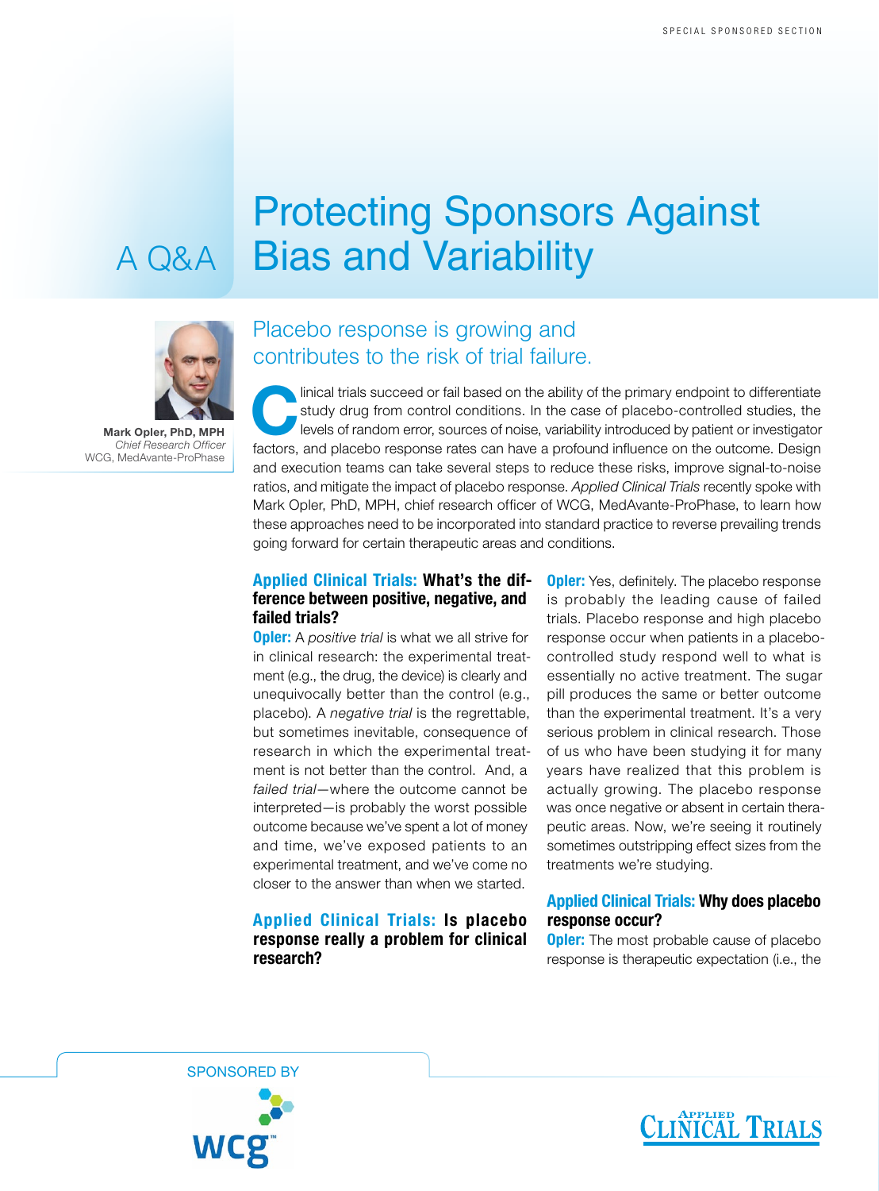SPECIAL SPONSORED SECTION

# A Q&A Protecting Sponsors Against Bias and Variability

**Mark Opler, PhD, MPH**
*Chief Research Officer*
WCG, MedAvante-ProPhase

## Placebo response is growing and contributes to the risk of trial failure.

Clinical trials succeed or fail based on the ability of the primary endpoint to differentiate study drug from control conditions. In the case of placebo-controlled studies, the levels of random error, sources of noise, variability introduced by patient or investigator factors, and placebo response rates can have a profound influence on the outcome. Design and execution teams can take several steps to reduce these risks, improve signal-to-noise ratios, and mitigate the impact of placebo response. *Applied Clinical Trials* recently spoke with Mark Opler, PhD, MPH, chief research officer of WCG, MedAvante-ProPhase, to learn how these approaches need to be incorporated into standard practice to reverse prevailing trends going forward for certain therapeutic areas and conditions.

**Applied Clinical Trials: What's the difference between positive, negative, and failed trials?**

**Opler:** A *positive trial* is what we all strive for in clinical research: the experimental treatment (e.g., the drug, the device) is clearly and unequivocally better than the control (e.g., placebo). A *negative trial* is the regrettable, but sometimes inevitable, consequence of research in which the experimental treatment is not better than the control. And, a *failed trial*—where the outcome cannot be interpreted—is probably the worst possible outcome because we've spent a lot of money and time, we've exposed patients to an experimental treatment, and we've come no closer to the answer than when we started.

**Applied Clinical Trials: Is placebo response really a problem for clinical research?**

**Opler:** Yes, definitely. The placebo response is probably the leading cause of failed trials. Placebo response and high placebo response occur when patients in a placebo-controlled study respond well to what is essentially no active treatment. The sugar pill produces the same or better outcome than the experimental treatment. It's a very serious problem in clinical research. Those of us who have been studying it for many years have realized that this problem is actually growing. The placebo response was once negative or absent in certain therapeutic areas. Now, we're seeing it routinely sometimes outstripping effect sizes from the treatments we're studying.

**Applied Clinical Trials: Why does placebo response occur?**

**Opler:** The most probable cause of placebo response is therapeutic expectation (i.e., the

SPONSORED BY

wcg

Applied Clinical Trials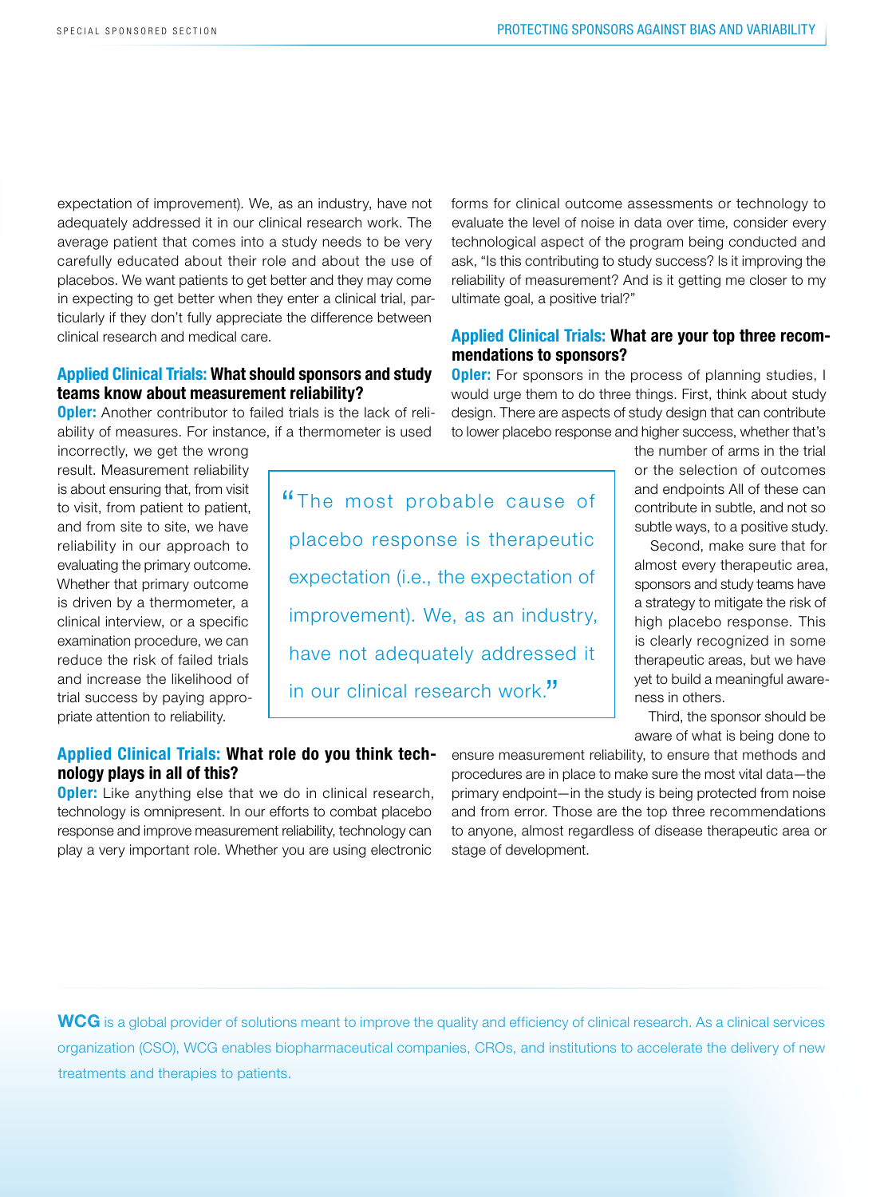expectation of improvement). We, as an industry, have not adequately addressed it in our clinical research work. The average patient that comes into a study needs to be very carefully educated about their role and about the use of placebos. We want patients to get better and they may come in expecting to get better when they enter a clinical trial, particularly if they don't fully appreciate the difference between clinical research and medical care.

**Applied Clinical Trials: What should sponsors and study teams know about measurement reliability?**

**Opler:** Another contributor to failed trials is the lack of reliability of measures. For instance, if a thermometer is used incorrectly, we get the wrong result. Measurement reliability is about ensuring that, from visit to visit, from patient to patient, and from site to site, we have reliability in our approach to evaluating the primary outcome. Whether that primary outcome is driven by a thermometer, a clinical interview, or a specific examination procedure, we can reduce the risk of failed trials and increase the likelihood of trial success by paying appropriate attention to reliability.

> "The most probable cause of placebo response is therapeutic expectation (i.e., the expectation of improvement). We, as an industry, have not adequately addressed it in our clinical research work."

**Applied Clinical Trials: What role do you think technology plays in all of this?**

**Opler:** Like anything else that we do in clinical research, technology is omnipresent. In our efforts to combat placebo response and improve measurement reliability, technology can play a very important role. Whether you are using electronic forms for clinical outcome assessments or technology to evaluate the level of noise in data over time, consider every technological aspect of the program being conducted and ask, "Is this contributing to study success? Is it improving the reliability of measurement? And is it getting me closer to my ultimate goal, a positive trial?"

**Applied Clinical Trials: What are your top three recommendations to sponsors?**

**Opler:** For sponsors in the process of planning studies, I would urge them to do three things. First, think about study design. There are aspects of study design that can contribute to lower placebo response and higher success, whether that's the number of arms in the trial or the selection of outcomes and endpoints All of these can contribute in subtle, and not so subtle ways, to a positive study.

Second, make sure that for almost every therapeutic area, sponsors and study teams have a strategy to mitigate the risk of high placebo response. This is clearly recognized in some therapeutic areas, but we have yet to build a meaningful awareness in others.

Third, the sponsor should be aware of what is being done to ensure measurement reliability, to ensure that methods and procedures are in place to make sure the most vital data—the primary endpoint—in the study is being protected from noise and from error. Those are the top three recommendations to anyone, almost regardless of disease therapeutic area or stage of development.

**WCG** is a global provider of solutions meant to improve the quality and efficiency of clinical research. As a clinical services organization (CSO), WCG enables biopharmaceutical companies, CROs, and institutions to accelerate the delivery of new treatments and therapies to patients.